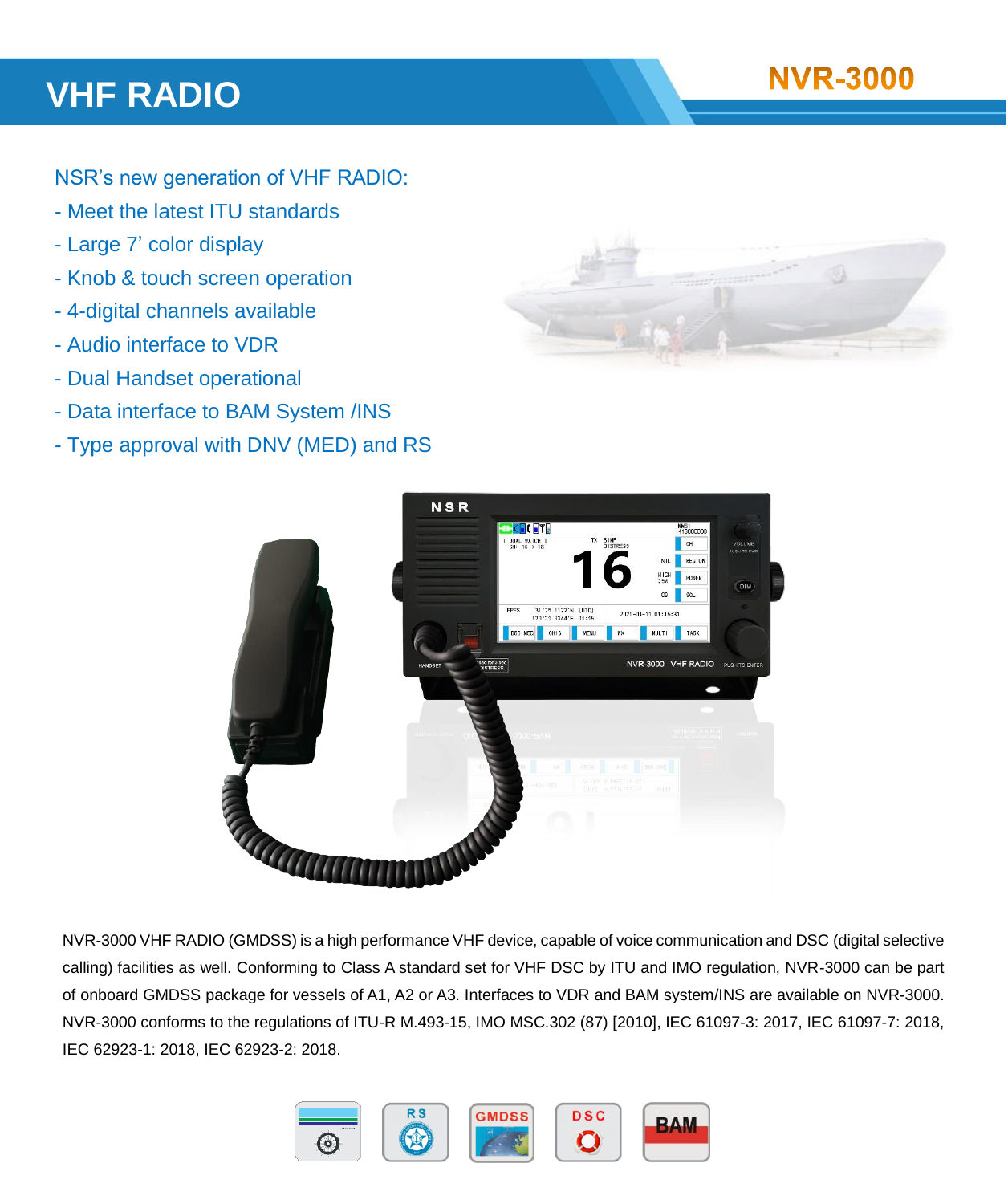# VHF RADIO

## NVR-3000

NSR's new generation of VHF RADIO:

- Meet the latest ITU standards
- Large 7' color display
- Knob & touch screen operation
- 4-digital channels available
- Audio interface to VDR
- Dual Handset operational
- Data interface to BAM System /INS
- Type approval with DNV (MED) and RS

NVR-3000 VHF RADIO (GMDSS) is a high performance VHF device, capable of voice communication and DSC (digital selective calling) facilities as well. Conforming to Class A standard set for VHF DSC by ITU and IMO regulation, NVR-3000 can be part of onboard GMDSS package for vessels of A1, A2 or A3. Interfaces to VDR and BAM system/INS are available on NVR-3000. NVR-3000 conforms to the regulations of ITU-R M.493-15, IMO MSC.302 (87) [2010], IEC 61097-3: 2017, IEC 61097-7: 2018, IEC 62923-1: 2018, IEC 62923-2: 2018.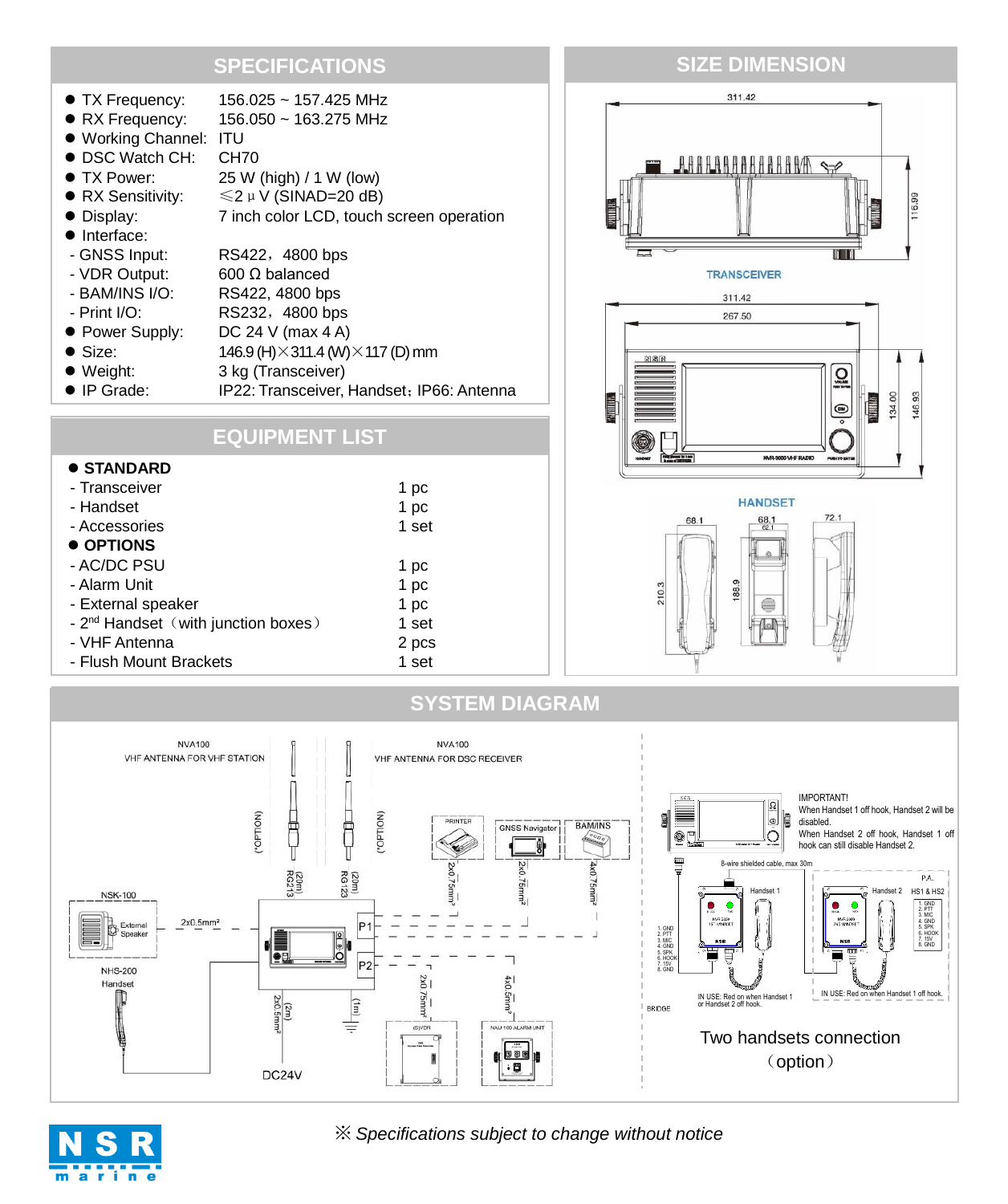## SPECIFICATIONS

| | |
|---|---|
| ● TX Frequency: | 156.025 ~ 157.425 MHz |
| ● RX Frequency: | 156.050 ~ 163.275 MHz |
| ● Working Channel: | ITU |
| ● DSC Watch CH: | CH70 |
| ● TX Power: | 25 W (high) / 1 W (low) |
| ● RX Sensitivity: | ≤2 μV (SINAD=20 dB) |
| ● Display: | 7 inch color LCD, touch screen operation |
| ● Interface: | |
| - GNSS Input: | RS422，4800 bps |
| - VDR Output: | 600 Ω balanced |
| - BAM/INS I/O: | RS422, 4800 bps |
| - Print I/O: | RS232，4800 bps |
| ● Power Supply: | DC 24 V (max 4 A) |
| ● Size: | 146.9 (H)×311.4 (W)×117 (D) mm |
| ● Weight: | 3 kg (Transceiver) |
| ● IP Grade: | IP22: Transceiver, Handset；IP66: Antenna |

## EQUIPMENT LIST

| | |
|---|---|
| **● STANDARD** | |
| - Transceiver | 1 pc |
| - Handset | 1 pc |
| - Accessories | 1 set |
| **● OPTIONS** | |
| - AC/DC PSU | 1 pc |
| - Alarm Unit | 1 pc |
| - External speaker | 1 pc |
| - 2nd Handset（with junction boxes） | 1 set |
| - VHF Antenna | 2 pcs |
| - Flush Mount Brackets | 1 set |

## SIZE DIMENSION

311.42
116.99
TRANSCEIVER
311.42
267.50
134.00
146.93
HANDSET
68.1
68.1
62.1
72.1
210.3
188.9

## SYSTEM DIAGRAM

NVA100
VHF ANTENNA FOR VHF STATION
NVA100
VHF ANTENNA FOR DSC RECEIVER
(OPTION)
(OPTION)
RG213 (20m)
RG123 (20m)
PRINTER
GNSS Navigator
BAM/INS
2x0.75mm²
2x0.75mm²
4x0.75mm²
NSK-100
External Speaker
2x0.5mm²
P1
P2
NHS-200
Handset
2x0.5mm² (2m)
(1m)
DC24V
2x0.75mm²
4x0.5mm²
(S)VDR
NAU-100 ALARM UNIT

IMPORTANT!
When Handset 1 off hook, Handset 2 will be disabled.
When Handset 2 off hook, Handset 1 off hook can still disable Handset 2.

8-wire shielded cable, max 30m
Handset 1
Handset 2
P.A.
HS1 & HS2
1. GND 2. PTT 3. MIC 4. GND 5. SPK 6. HOOK 7. 15V 8. GND
IN USE: Red on when Handset 1 or Handset 2 off hook.
IN USE: Red on when Handset 1 off hook.
BRIDGE

Two handsets connection
（option）

※ *Specifications subject to change without notice*